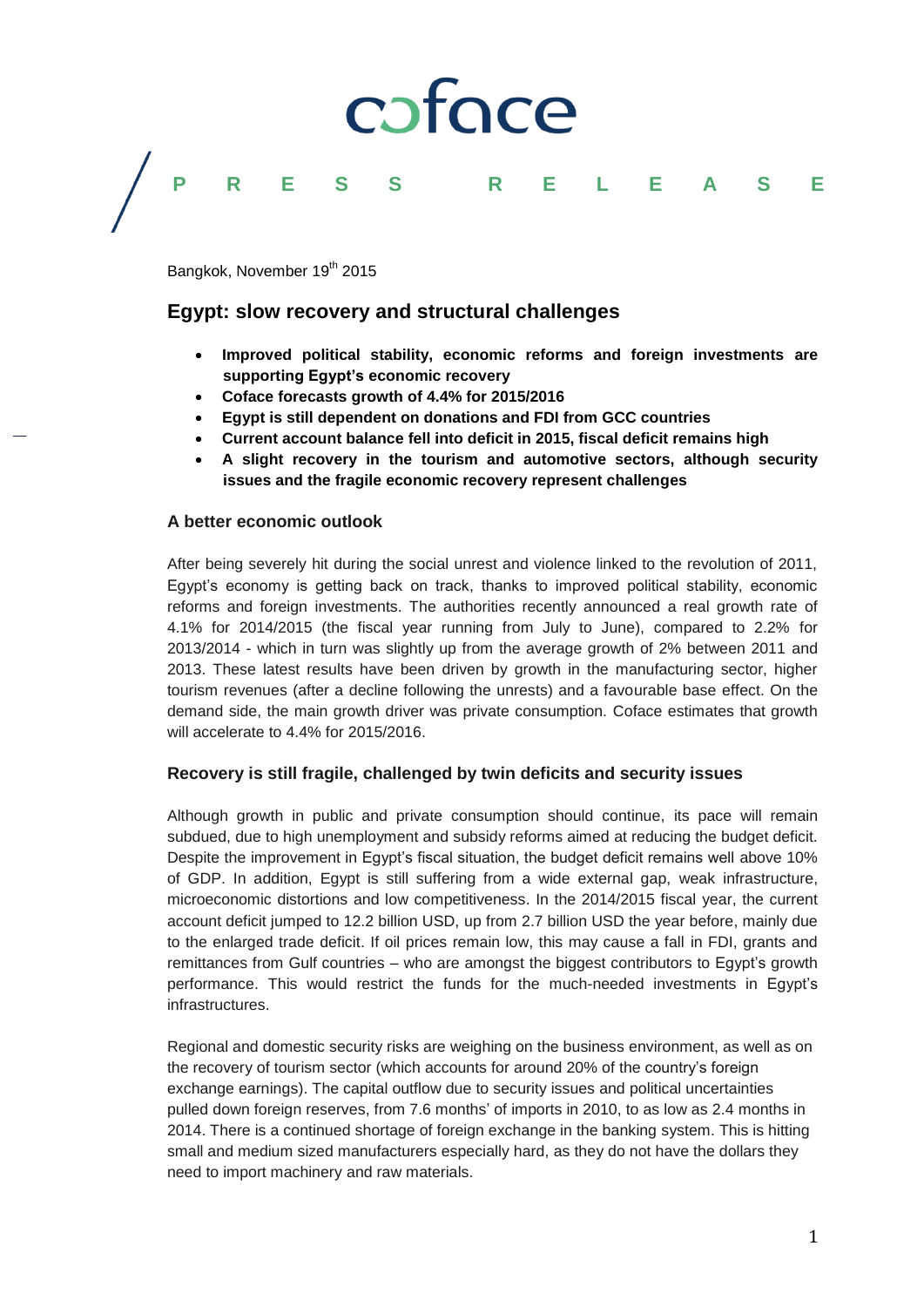coface

PRESS RELEASE

Bangkok, November 19th 2015

## Egypt: slow recovery and structural challenges

- **Improved political stability, economic reforms and foreign investments are supporting Egypt's economic recovery**
- **Coface forecasts growth of 4.4% for 2015/2016**
- **Egypt is still dependent on donations and FDI from GCC countries**
- **Current account balance fell into deficit in 2015, fiscal deficit remains high**
- **A slight recovery in the tourism and automotive sectors, although security issues and the fragile economic recovery represent challenges**

### A better economic outlook

After being severely hit during the social unrest and violence linked to the revolution of 2011, Egypt's economy is getting back on track, thanks to improved political stability, economic reforms and foreign investments. The authorities recently announced a real growth rate of 4.1% for 2014/2015 (the fiscal year running from July to June), compared to 2.2% for 2013/2014 - which in turn was slightly up from the average growth of 2% between 2011 and 2013. These latest results have been driven by growth in the manufacturing sector, higher tourism revenues (after a decline following the unrests) and a favourable base effect. On the demand side, the main growth driver was private consumption. Coface estimates that growth will accelerate to 4.4% for 2015/2016.

### Recovery is still fragile, challenged by twin deficits and security issues

Although growth in public and private consumption should continue, its pace will remain subdued, due to high unemployment and subsidy reforms aimed at reducing the budget deficit. Despite the improvement in Egypt's fiscal situation, the budget deficit remains well above 10% of GDP. In addition, Egypt is still suffering from a wide external gap, weak infrastructure, microeconomic distortions and low competitiveness. In the 2014/2015 fiscal year, the current account deficit jumped to 12.2 billion USD, up from 2.7 billion USD the year before, mainly due to the enlarged trade deficit. If oil prices remain low, this may cause a fall in FDI, grants and remittances from Gulf countries – who are amongst the biggest contributors to Egypt's growth performance. This would restrict the funds for the much-needed investments in Egypt's infrastructures.

Regional and domestic security risks are weighing on the business environment, as well as on the recovery of tourism sector (which accounts for around 20% of the country's foreign exchange earnings). The capital outflow due to security issues and political uncertainties pulled down foreign reserves, from 7.6 months' of imports in 2010, to as low as 2.4 months in 2014. There is a continued shortage of foreign exchange in the banking system. This is hitting small and medium sized manufacturers especially hard, as they do not have the dollars they need to import machinery and raw materials.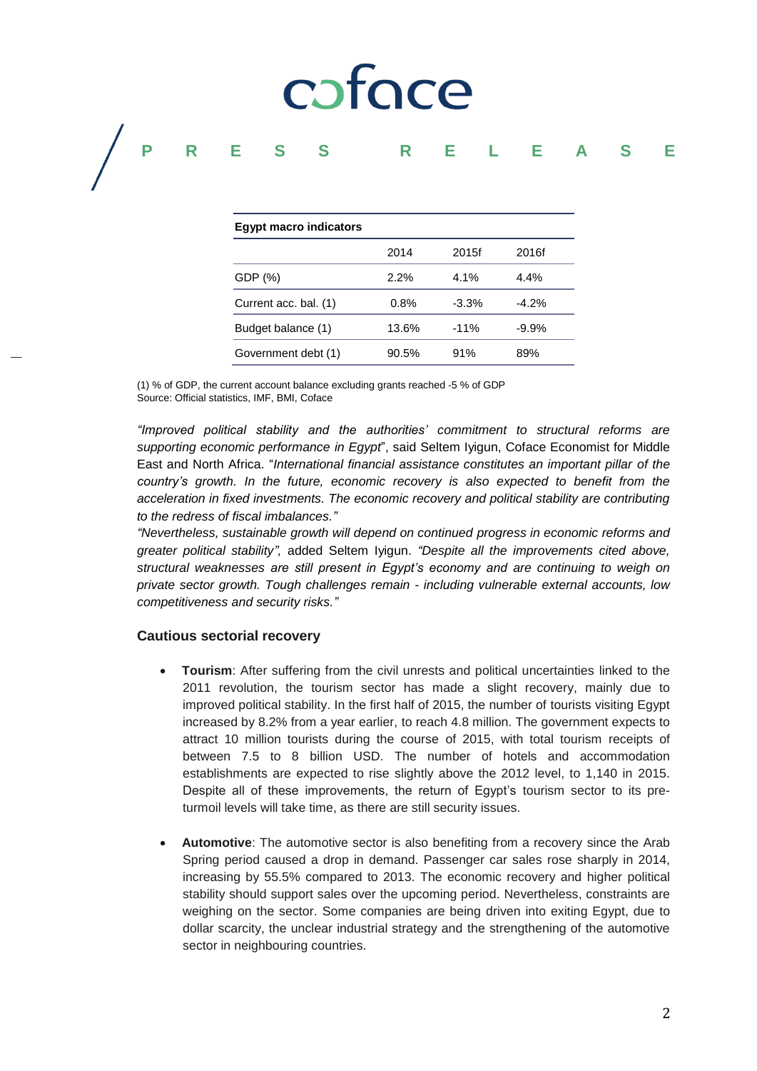| Egypt macro indicators | | | |
|---|---|---|---|
| | 2014 | 2015f | 2016f |
| GDP (%) | 2.2% | 4.1% | 4.4% |
| Current acc. bal. (1) | 0.8% | -3.3% | -4.2% |
| Budget balance (1) | 13.6% | -11% | -9.9% |
| Government debt (1) | 90.5% | 91% | 89% |

(1) % of GDP, the current account balance excluding grants reached -5 % of GDP
Source: Official statistics, IMF, BMI, Coface

*"Improved political stability and the authorities' commitment to structural reforms are supporting economic performance in Egypt*", said Seltem Iyigun, Coface Economist for Middle East and North Africa. "*International financial assistance constitutes an important pillar of the country's growth. In the future, economic recovery is also expected to benefit from the acceleration in fixed investments. The economic recovery and political stability are contributing to the redress of fiscal imbalances."*

*"Nevertheless, sustainable growth will depend on continued progress in economic reforms and greater political stability",* added Seltem Iyigun. *"Despite all the improvements cited above, structural weaknesses are still present in Egypt's economy and are continuing to weigh on private sector growth. Tough challenges remain - including vulnerable external accounts, low competitiveness and security risks."*

### Cautious sectorial recovery

- **Tourism**: After suffering from the civil unrests and political uncertainties linked to the 2011 revolution, the tourism sector has made a slight recovery, mainly due to improved political stability. In the first half of 2015, the number of tourists visiting Egypt increased by 8.2% from a year earlier, to reach 4.8 million. The government expects to attract 10 million tourists during the course of 2015, with total tourism receipts of between 7.5 to 8 billion USD. The number of hotels and accommodation establishments are expected to rise slightly above the 2012 level, to 1,140 in 2015. Despite all of these improvements, the return of Egypt's tourism sector to its pre-turmoil levels will take time, as there are still security issues.

- **Automotive**: The automotive sector is also benefiting from a recovery since the Arab Spring period caused a drop in demand. Passenger car sales rose sharply in 2014, increasing by 55.5% compared to 2013. The economic recovery and higher political stability should support sales over the upcoming period. Nevertheless, constraints are weighing on the sector. Some companies are being driven into exiting Egypt, due to dollar scarcity, the unclear industrial strategy and the strengthening of the automotive sector in neighbouring countries.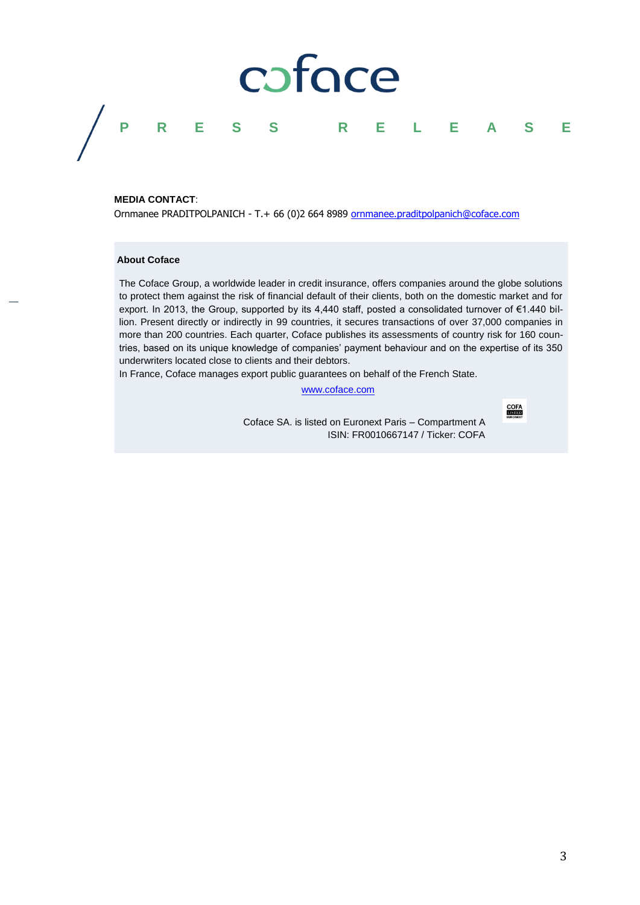coface

PRESS RELEASE

**MEDIA CONTACT**:
Ornmanee PRADITPOLPANICH - T.+ 66 (0)2 664 8989 ornmanee.praditpolpanich@coface.com

**About Coface**

The Coface Group, a worldwide leader in credit insurance, offers companies around the globe solutions to protect them against the risk of financial default of their clients, both on the domestic market and for export. In 2013, the Group, supported by its 4,440 staff, posted a consolidated turnover of €1.440 billion. Present directly or indirectly in 99 countries, it secures transactions of over 37,000 companies in more than 200 countries. Each quarter, Coface publishes its assessments of country risk for 160 countries, based on its unique knowledge of companies' payment behaviour and on the expertise of its 350 underwriters located close to clients and their debtors.
In France, Coface manages export public guarantees on behalf of the French State.

www.coface.com

Coface SA. is listed on Euronext Paris – Compartment A
ISIN: FR0010667147 / Ticker: COFA